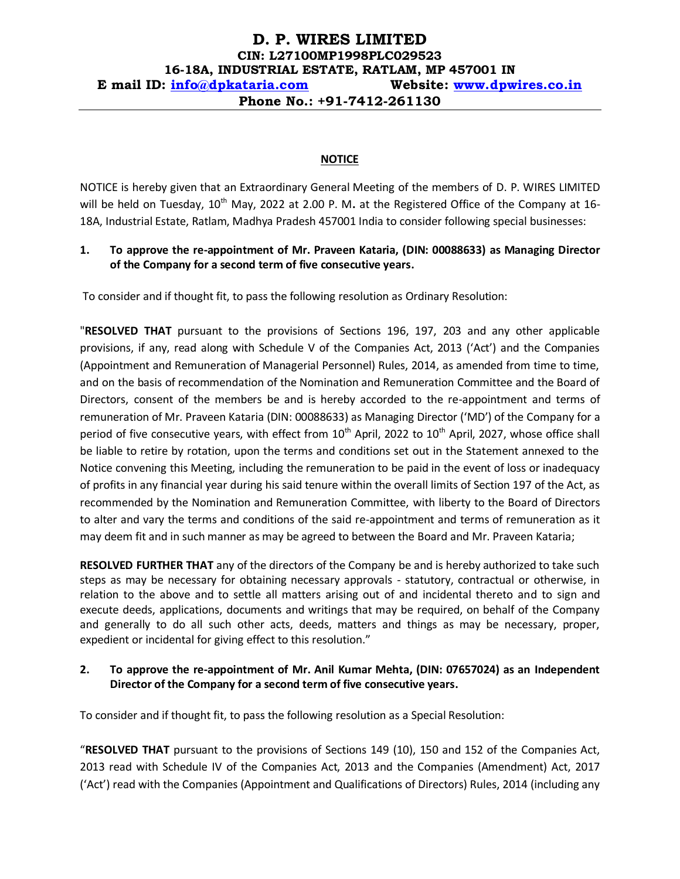# D. P. WIRES LIMITED

**CIN: L27100MP1998PLC029523**
**16-18A, INDUSTRIAL ESTATE, RATLAM, MP 457001 IN**
**E mail ID: info@dpkataria.com  Website: www.dpwires.co.in**
**Phone No.: +91-7412-261130**

## NOTICE

NOTICE is hereby given that an Extraordinary General Meeting of the members of D. P. WIRES LIMITED will be held on Tuesday, 10th May, 2022 at 2.00 P. M. at the Registered Office of the Company at 16-18A, Industrial Estate, Ratlam, Madhya Pradesh 457001 India to consider following special businesses:

**1. To approve the re-appointment of Mr. Praveen Kataria, (DIN: 00088633) as Managing Director of the Company for a second term of five consecutive years.**

To consider and if thought fit, to pass the following resolution as Ordinary Resolution:

"**RESOLVED THAT** pursuant to the provisions of Sections 196, 197, 203 and any other applicable provisions, if any, read along with Schedule V of the Companies Act, 2013 ('Act') and the Companies (Appointment and Remuneration of Managerial Personnel) Rules, 2014, as amended from time to time, and on the basis of recommendation of the Nomination and Remuneration Committee and the Board of Directors, consent of the members be and is hereby accorded to the re-appointment and terms of remuneration of Mr. Praveen Kataria (DIN: 00088633) as Managing Director ('MD') of the Company for a period of five consecutive years, with effect from 10th April, 2022 to 10th April, 2027, whose office shall be liable to retire by rotation, upon the terms and conditions set out in the Statement annexed to the Notice convening this Meeting, including the remuneration to be paid in the event of loss or inadequacy of profits in any financial year during his said tenure within the overall limits of Section 197 of the Act, as recommended by the Nomination and Remuneration Committee, with liberty to the Board of Directors to alter and vary the terms and conditions of the said re-appointment and terms of remuneration as it may deem fit and in such manner as may be agreed to between the Board and Mr. Praveen Kataria;

**RESOLVED FURTHER THAT** any of the directors of the Company be and is hereby authorized to take such steps as may be necessary for obtaining necessary approvals - statutory, contractual or otherwise, in relation to the above and to settle all matters arising out of and incidental thereto and to sign and execute deeds, applications, documents and writings that may be required, on behalf of the Company and generally to do all such other acts, deeds, matters and things as may be necessary, proper, expedient or incidental for giving effect to this resolution."

**2. To approve the re-appointment of Mr. Anil Kumar Mehta, (DIN: 07657024) as an Independent Director of the Company for a second term of five consecutive years.**

To consider and if thought fit, to pass the following resolution as a Special Resolution:

"**RESOLVED THAT** pursuant to the provisions of Sections 149 (10), 150 and 152 of the Companies Act, 2013 read with Schedule IV of the Companies Act, 2013 and the Companies (Amendment) Act, 2017 ('Act') read with the Companies (Appointment and Qualifications of Directors) Rules, 2014 (including any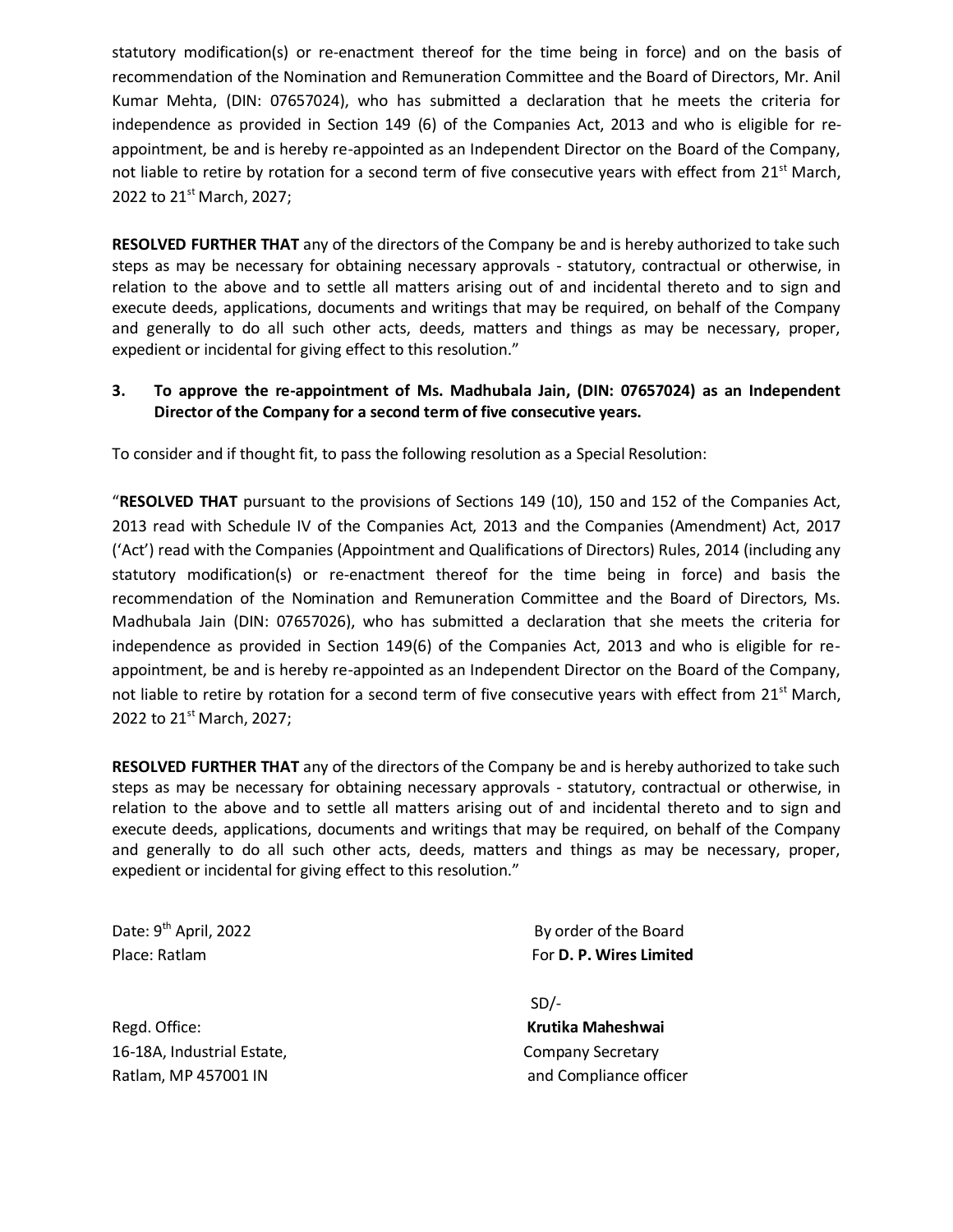statutory modification(s) or re-enactment thereof for the time being in force) and on the basis of recommendation of the Nomination and Remuneration Committee and the Board of Directors, Mr. Anil Kumar Mehta, (DIN: 07657024), who has submitted a declaration that he meets the criteria for independence as provided in Section 149 (6) of the Companies Act, 2013 and who is eligible for re-appointment, be and is hereby re-appointed as an Independent Director on the Board of the Company, not liable to retire by rotation for a second term of five consecutive years with effect from 21st March, 2022 to 21st March, 2027;

**RESOLVED FURTHER THAT** any of the directors of the Company be and is hereby authorized to take such steps as may be necessary for obtaining necessary approvals - statutory, contractual or otherwise, in relation to the above and to settle all matters arising out of and incidental thereto and to sign and execute deeds, applications, documents and writings that may be required, on behalf of the Company and generally to do all such other acts, deeds, matters and things as may be necessary, proper, expedient or incidental for giving effect to this resolution."

**3. To approve the re-appointment of Ms. Madhubala Jain, (DIN: 07657024) as an Independent Director of the Company for a second term of five consecutive years.**

To consider and if thought fit, to pass the following resolution as a Special Resolution:

"**RESOLVED THAT** pursuant to the provisions of Sections 149 (10), 150 and 152 of the Companies Act, 2013 read with Schedule IV of the Companies Act, 2013 and the Companies (Amendment) Act, 2017 ('Act') read with the Companies (Appointment and Qualifications of Directors) Rules, 2014 (including any statutory modification(s) or re-enactment thereof for the time being in force) and basis the recommendation of the Nomination and Remuneration Committee and the Board of Directors, Ms. Madhubala Jain (DIN: 07657026), who has submitted a declaration that she meets the criteria for independence as provided in Section 149(6) of the Companies Act, 2013 and who is eligible for re-appointment, be and is hereby re-appointed as an Independent Director on the Board of the Company, not liable to retire by rotation for a second term of five consecutive years with effect from 21st March, 2022 to 21st March, 2027;

**RESOLVED FURTHER THAT** any of the directors of the Company be and is hereby authorized to take such steps as may be necessary for obtaining necessary approvals - statutory, contractual or otherwise, in relation to the above and to settle all matters arising out of and incidental thereto and to sign and execute deeds, applications, documents and writings that may be required, on behalf of the Company and generally to do all such other acts, deeds, matters and things as may be necessary, proper, expedient or incidental for giving effect to this resolution."

Date: 9th April, 2022
Place: Ratlam

By order of the Board
For **D. P. Wires Limited**

SD/-
**Krutika Maheshwai**
Company Secretary
and Compliance officer

Regd. Office:
16-18A, Industrial Estate,
Ratlam, MP 457001 IN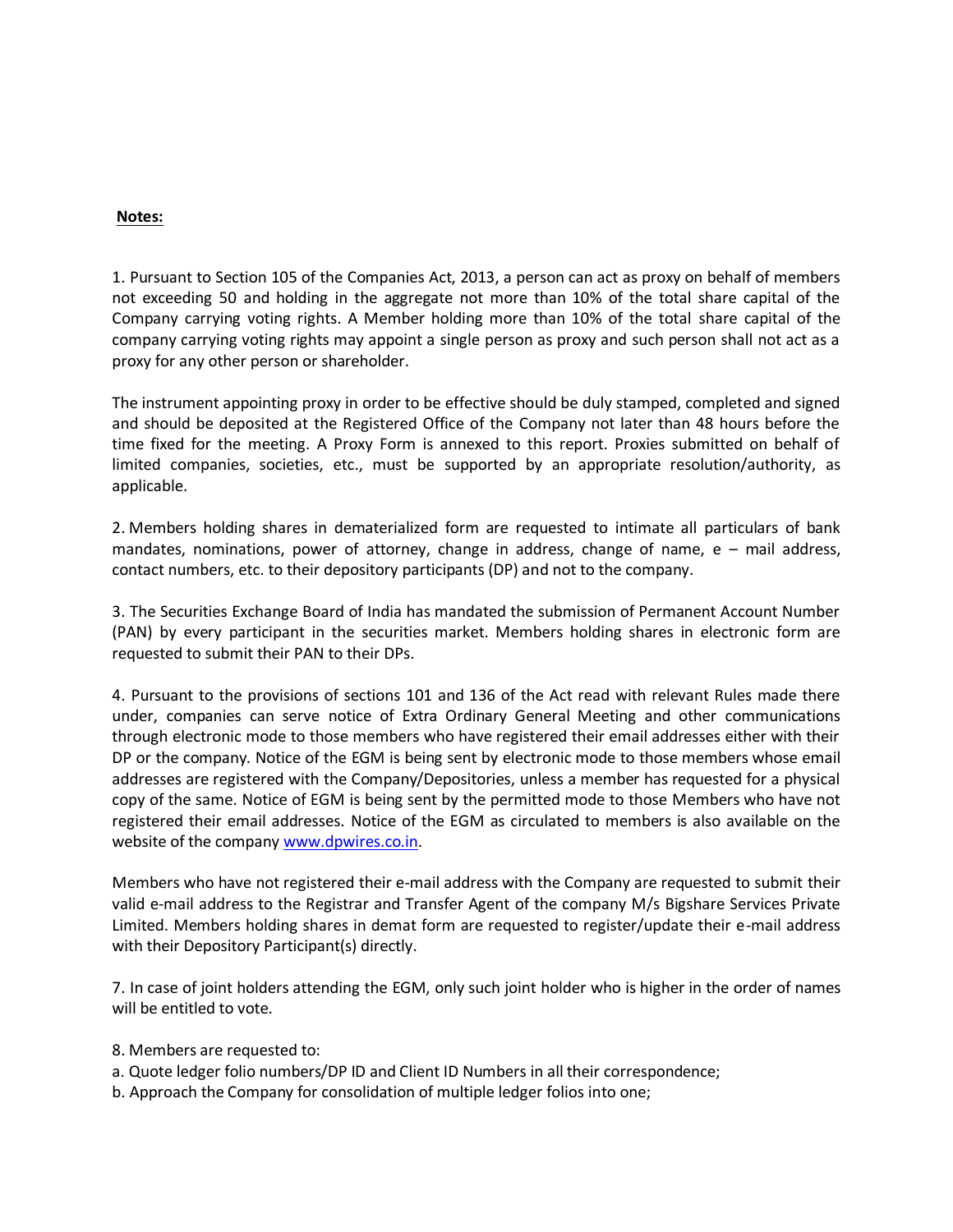**Notes:**

1. Pursuant to Section 105 of the Companies Act, 2013, a person can act as proxy on behalf of members not exceeding 50 and holding in the aggregate not more than 10% of the total share capital of the Company carrying voting rights. A Member holding more than 10% of the total share capital of the company carrying voting rights may appoint a single person as proxy and such person shall not act as a proxy for any other person or shareholder.

The instrument appointing proxy in order to be effective should be duly stamped, completed and signed and should be deposited at the Registered Office of the Company not later than 48 hours before the time fixed for the meeting. A Proxy Form is annexed to this report. Proxies submitted on behalf of limited companies, societies, etc., must be supported by an appropriate resolution/authority, as applicable.

2. Members holding shares in dematerialized form are requested to intimate all particulars of bank mandates, nominations, power of attorney, change in address, change of name, e – mail address, contact numbers, etc. to their depository participants (DP) and not to the company.

3. The Securities Exchange Board of India has mandated the submission of Permanent Account Number (PAN) by every participant in the securities market. Members holding shares in electronic form are requested to submit their PAN to their DPs.

4. Pursuant to the provisions of sections 101 and 136 of the Act read with relevant Rules made there under, companies can serve notice of Extra Ordinary General Meeting and other communications through electronic mode to those members who have registered their email addresses either with their DP or the company. Notice of the EGM is being sent by electronic mode to those members whose email addresses are registered with the Company/Depositories, unless a member has requested for a physical copy of the same. Notice of EGM is being sent by the permitted mode to those Members who have not registered their email addresses. Notice of the EGM as circulated to members is also available on the website of the company www.dpwires.co.in.

Members who have not registered their e-mail address with the Company are requested to submit their valid e-mail address to the Registrar and Transfer Agent of the company M/s Bigshare Services Private Limited. Members holding shares in demat form are requested to register/update their e-mail address with their Depository Participant(s) directly.

7. In case of joint holders attending the EGM, only such joint holder who is higher in the order of names will be entitled to vote.

8. Members are requested to:

a. Quote ledger folio numbers/DP ID and Client ID Numbers in all their correspondence;

b. Approach the Company for consolidation of multiple ledger folios into one;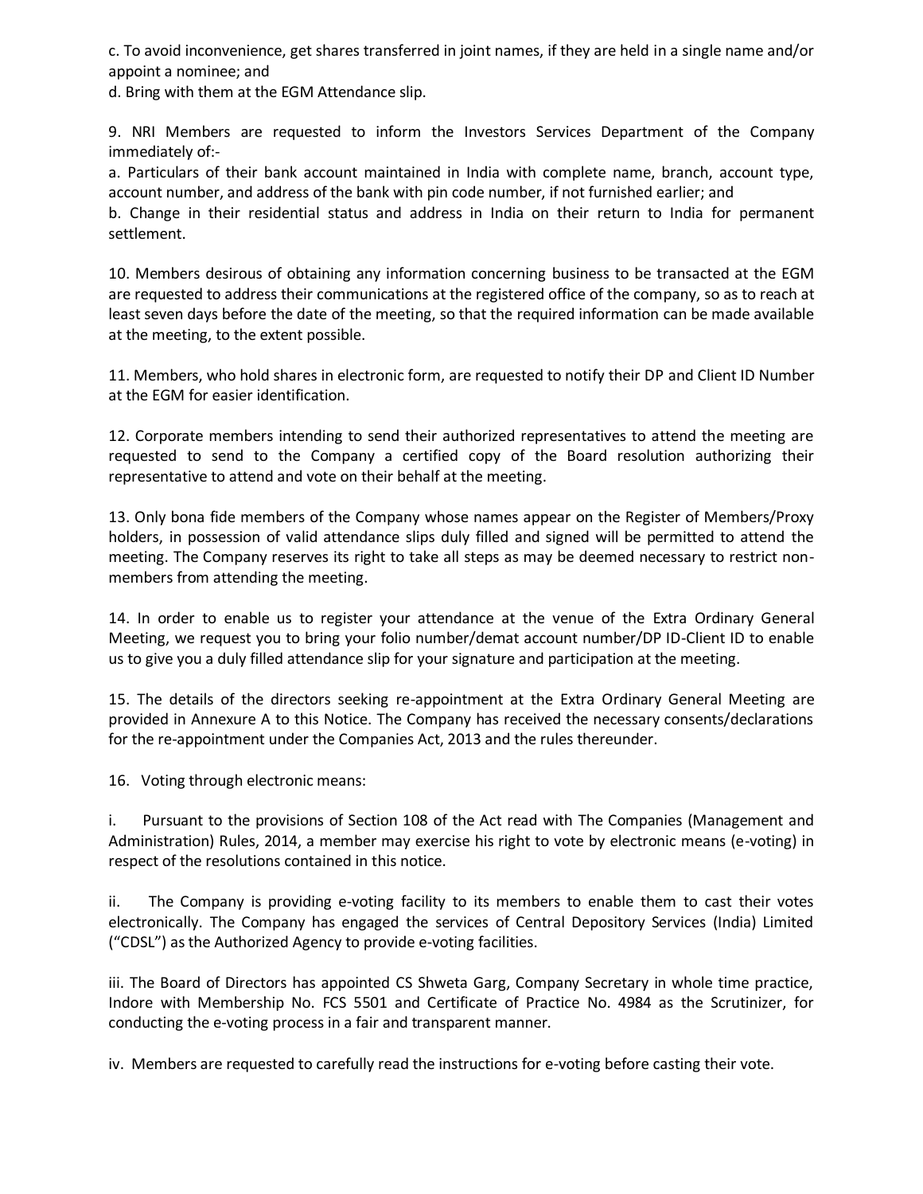c. To avoid inconvenience, get shares transferred in joint names, if they are held in a single name and/or appoint a nominee; and

d. Bring with them at the EGM Attendance slip.

9. NRI Members are requested to inform the Investors Services Department of the Company immediately of:-

a. Particulars of their bank account maintained in India with complete name, branch, account type, account number, and address of the bank with pin code number, if not furnished earlier; and

b. Change in their residential status and address in India on their return to India for permanent settlement.

10. Members desirous of obtaining any information concerning business to be transacted at the EGM are requested to address their communications at the registered office of the company, so as to reach at least seven days before the date of the meeting, so that the required information can be made available at the meeting, to the extent possible.

11. Members, who hold shares in electronic form, are requested to notify their DP and Client ID Number at the EGM for easier identification.

12. Corporate members intending to send their authorized representatives to attend the meeting are requested to send to the Company a certified copy of the Board resolution authorizing their representative to attend and vote on their behalf at the meeting.

13. Only bona fide members of the Company whose names appear on the Register of Members/Proxy holders, in possession of valid attendance slips duly filled and signed will be permitted to attend the meeting. The Company reserves its right to take all steps as may be deemed necessary to restrict non-members from attending the meeting.

14. In order to enable us to register your attendance at the venue of the Extra Ordinary General Meeting, we request you to bring your folio number/demat account number/DP ID-Client ID to enable us to give you a duly filled attendance slip for your signature and participation at the meeting.

15. The details of the directors seeking re-appointment at the Extra Ordinary General Meeting are provided in Annexure A to this Notice. The Company has received the necessary consents/declarations for the re-appointment under the Companies Act, 2013 and the rules thereunder.

16. Voting through electronic means:

i. Pursuant to the provisions of Section 108 of the Act read with The Companies (Management and Administration) Rules, 2014, a member may exercise his right to vote by electronic means (e-voting) in respect of the resolutions contained in this notice.

ii. The Company is providing e-voting facility to its members to enable them to cast their votes electronically. The Company has engaged the services of Central Depository Services (India) Limited ("CDSL") as the Authorized Agency to provide e-voting facilities.

iii. The Board of Directors has appointed CS Shweta Garg, Company Secretary in whole time practice, Indore with Membership No. FCS 5501 and Certificate of Practice No. 4984 as the Scrutinizer, for conducting the e-voting process in a fair and transparent manner.

iv. Members are requested to carefully read the instructions for e-voting before casting their vote.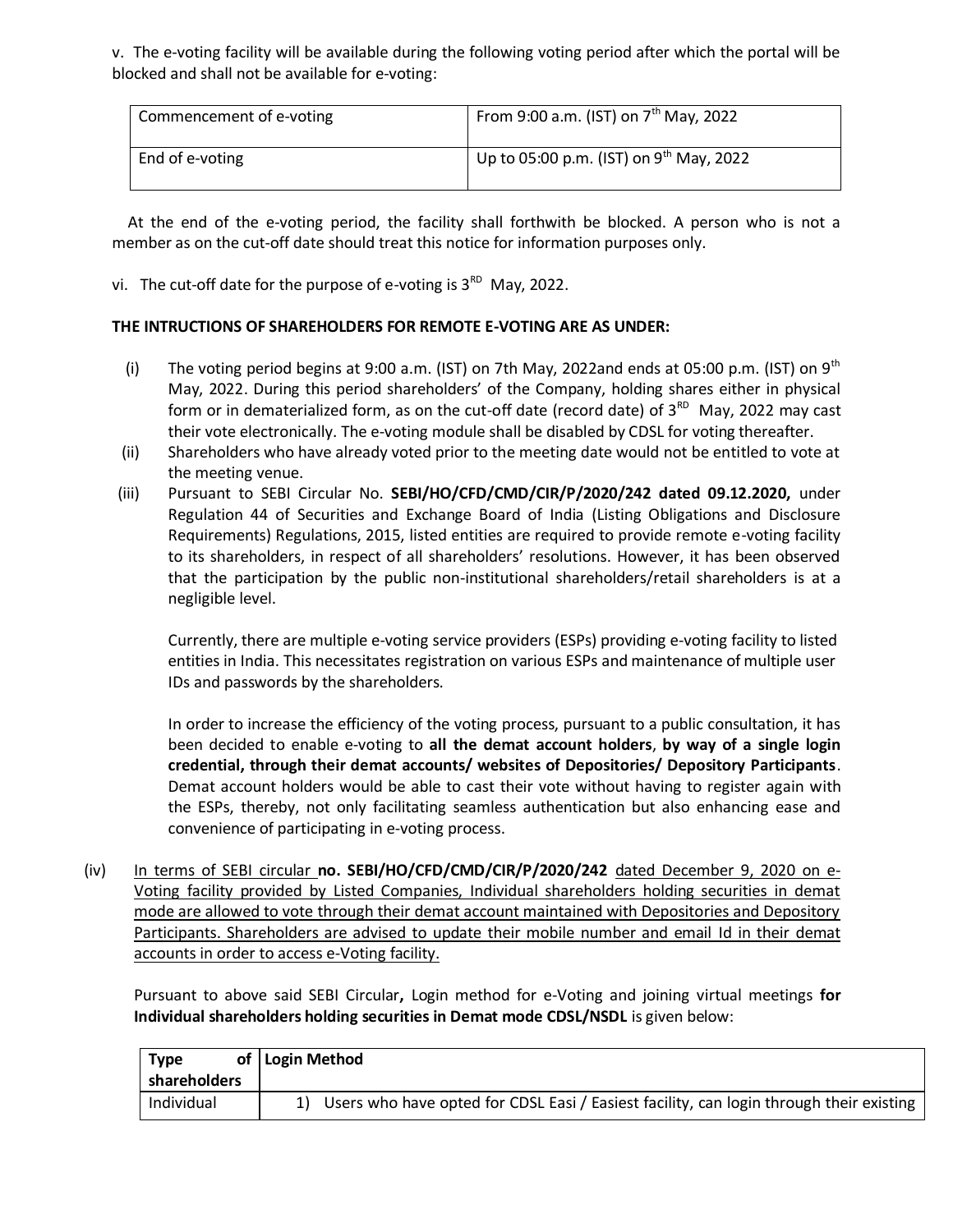v. The e-voting facility will be available during the following voting period after which the portal will be blocked and shall not be available for e-voting:

| Commencement of e-voting | From 9:00 a.m. (IST) on 7th May, 2022 |
|---|---|
| End of e-voting | Up to 05:00 p.m. (IST) on 9th May, 2022 |

At the end of the e-voting period, the facility shall forthwith be blocked. A person who is not a member as on the cut-off date should treat this notice for information purposes only.

vi. The cut-off date for the purpose of e-voting is 3RD May, 2022.

**THE INTRUCTIONS OF SHAREHOLDERS FOR REMOTE E-VOTING ARE AS UNDER:**

(i) The voting period begins at 9:00 a.m. (IST) on 7th May, 2022and ends at 05:00 p.m. (IST) on 9th May, 2022. During this period shareholders' of the Company, holding shares either in physical form or in dematerialized form, as on the cut-off date (record date) of 3RD May, 2022 may cast their vote electronically. The e-voting module shall be disabled by CDSL for voting thereafter.

(ii) Shareholders who have already voted prior to the meeting date would not be entitled to vote at the meeting venue.

(iii) Pursuant to SEBI Circular No. **SEBI/HO/CFD/CMD/CIR/P/2020/242 dated 09.12.2020,** under Regulation 44 of Securities and Exchange Board of India (Listing Obligations and Disclosure Requirements) Regulations, 2015, listed entities are required to provide remote e-voting facility to its shareholders, in respect of all shareholders' resolutions. However, it has been observed that the participation by the public non-institutional shareholders/retail shareholders is at a negligible level.

Currently, there are multiple e-voting service providers (ESPs) providing e-voting facility to listed entities in India. This necessitates registration on various ESPs and maintenance of multiple user IDs and passwords by the shareholders.

In order to increase the efficiency of the voting process, pursuant to a public consultation, it has been decided to enable e-voting to **all the demat account holders**, **by way of a single login credential, through their demat accounts/ websites of Depositories/ Depository Participants**. Demat account holders would be able to cast their vote without having to register again with the ESPs, thereby, not only facilitating seamless authentication but also enhancing ease and convenience of participating in e-voting process.

(iv) In terms of SEBI circular **no. SEBI/HO/CFD/CMD/CIR/P/2020/242** dated December 9, 2020 on e-Voting facility provided by Listed Companies, Individual shareholders holding securities in demat mode are allowed to vote through their demat account maintained with Depositories and Depository Participants. Shareholders are advised to update their mobile number and email Id in their demat accounts in order to access e-Voting facility.

Pursuant to above said SEBI Circular**,** Login method for e-Voting and joining virtual meetings **for Individual shareholders holding securities in Demat mode CDSL/NSDL** is given below:

| **Type of shareholders** | **Login Method** |
|---|---|
| Individual | 1) Users who have opted for CDSL Easi / Easiest facility, can login through their existing |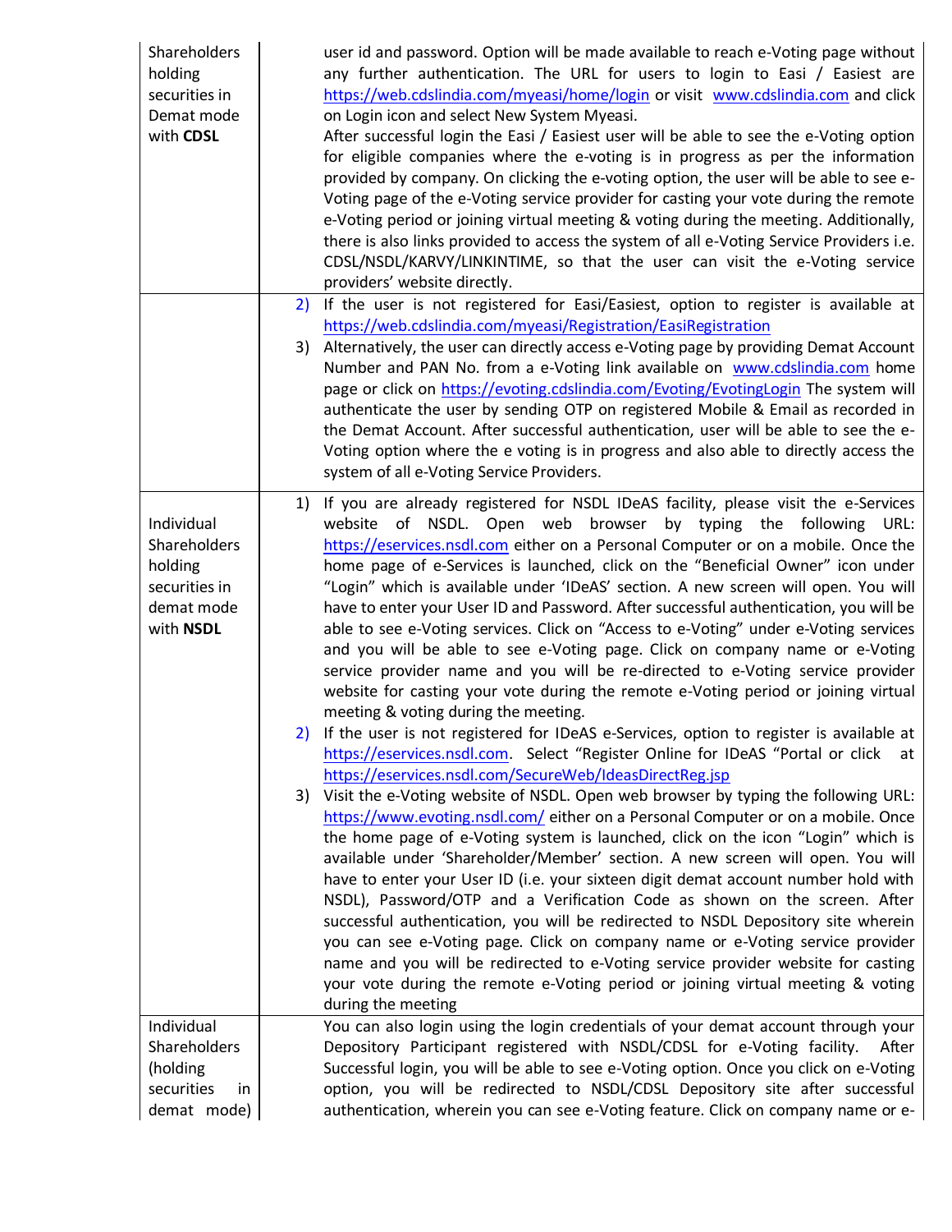| | |
|---|---|
| Shareholders holding securities in Demat mode with **CDSL** | user id and password. Option will be made available to reach e-Voting page without any further authentication. The URL for users to login to Easi / Easiest are https://web.cdslindia.com/myeasi/home/login or visit www.cdslindia.com and click on Login icon and select New System Myeasi.<br>After successful login the Easi / Easiest user will be able to see the e-Voting option for eligible companies where the e-voting is in progress as per the information provided by company. On clicking the e-voting option, the user will be able to see e-Voting page of the e-Voting service provider for casting your vote during the remote e-Voting period or joining virtual meeting & voting during the meeting. Additionally, there is also links provided to access the system of all e-Voting Service Providers i.e. CDSL/NSDL/KARVY/LINKINTIME, so that the user can visit the e-Voting service providers' website directly. |
| | 2) If the user is not registered for Easi/Easiest, option to register is available at https://web.cdslindia.com/myeasi/Registration/EasiRegistration<br>3) Alternatively, the user can directly access e-Voting page by providing Demat Account Number and PAN No. from a e-Voting link available on www.cdslindia.com home page or click on https://evoting.cdslindia.com/Evoting/EvotingLogin The system will authenticate the user by sending OTP on registered Mobile & Email as recorded in the Demat Account. After successful authentication, user will be able to see the e-Voting option where the e voting is in progress and also able to directly access the system of all e-Voting Service Providers. |
| Individual Shareholders holding securities in demat mode with **NSDL** | 1) If you are already registered for NSDL IDeAS facility, please visit the e-Services website of NSDL. Open web browser by typing the following URL: https://eservices.nsdl.com either on a Personal Computer or on a mobile. Once the home page of e-Services is launched, click on the "Beneficial Owner" icon under "Login" which is available under 'IDeAS' section. A new screen will open. You will have to enter your User ID and Password. After successful authentication, you will be able to see e-Voting services. Click on "Access to e-Voting" under e-Voting services and you will be able to see e-Voting page. Click on company name or e-Voting service provider name and you will be re-directed to e-Voting service provider website for casting your vote during the remote e-Voting period or joining virtual meeting & voting during the meeting.<br>2) If the user is not registered for IDeAS e-Services, option to register is available at https://eservices.nsdl.com. Select "Register Online for IDeAS "Portal or click at https://eservices.nsdl.com/SecureWeb/IdeasDirectReg.jsp<br>3) Visit the e-Voting website of NSDL. Open web browser by typing the following URL: https://www.evoting.nsdl.com/ either on a Personal Computer or on a mobile. Once the home page of e-Voting system is launched, click on the icon "Login" which is available under 'Shareholder/Member' section. A new screen will open. You will have to enter your User ID (i.e. your sixteen digit demat account number hold with NSDL), Password/OTP and a Verification Code as shown on the screen. After successful authentication, you will be redirected to NSDL Depository site wherein you can see e-Voting page. Click on company name or e-Voting service provider name and you will be redirected to e-Voting service provider website for casting your vote during the remote e-Voting period or joining virtual meeting & voting during the meeting |
| Individual Shareholders (holding securities in demat mode) | You can also login using the login credentials of your demat account through your Depository Participant registered with NSDL/CDSL for e-Voting facility. After Successful login, you will be able to see e-Voting option. Once you click on e-Voting option, you will be redirected to NSDL/CDSL Depository site after successful authentication, wherein you can see e-Voting feature. Click on company name or e- |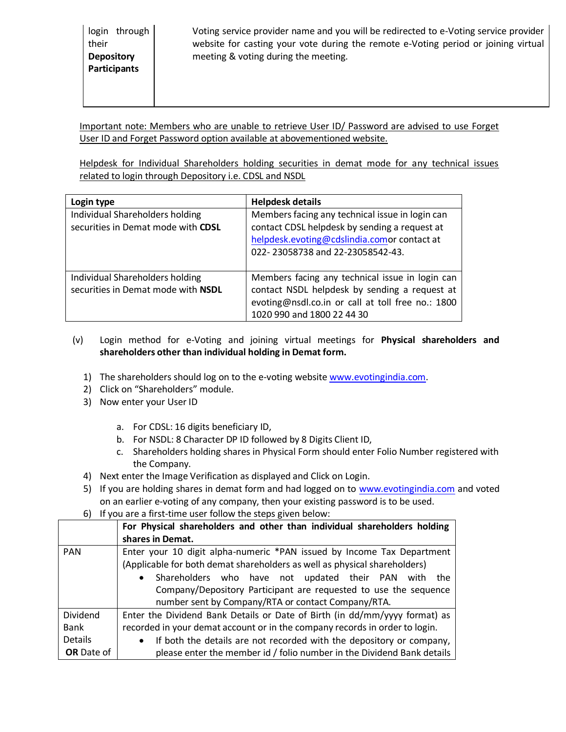| | |
|---|---|
| login through their **Depository Participants** | Voting service provider name and you will be redirected to e-Voting service provider website for casting your vote during the remote e-Voting period or joining virtual meeting & voting during the meeting. |

Important note: Members who are unable to retrieve User ID/ Password are advised to use Forget User ID and Forget Password option available at abovementioned website.

Helpdesk for Individual Shareholders holding securities in demat mode for any technical issues related to login through Depository i.e. CDSL and NSDL

| **Login type** | **Helpdesk details** |
|---|---|
| Individual Shareholders holding securities in Demat mode with **CDSL** | Members facing any technical issue in login can contact CDSL helpdesk by sending a request at helpdesk.evoting@cdslindia.comor contact at 022- 23058738 and 22-23058542-43. |
| Individual Shareholders holding securities in Demat mode with **NSDL** | Members facing any technical issue in login can contact NSDL helpdesk by sending a request at evoting@nsdl.co.in or call at toll free no.: 1800 1020 990 and 1800 22 44 30 |

(v) Login method for e-Voting and joining virtual meetings for **Physical shareholders and shareholders other than individual holding in Demat form.**

1) The shareholders should log on to the e-voting website www.evotingindia.com.
2) Click on "Shareholders" module.
3) Now enter your User ID
    a. For CDSL: 16 digits beneficiary ID,
    b. For NSDL: 8 Character DP ID followed by 8 Digits Client ID,
    c. Shareholders holding shares in Physical Form should enter Folio Number registered with the Company.
4) Next enter the Image Verification as displayed and Click on Login.
5) If you are holding shares in demat form and had logged on to www.evotingindia.com and voted on an earlier e-voting of any company, then your existing password is to be used.
6) If you are a first-time user follow the steps given below:

| | **For Physical shareholders and other than individual shareholders holding shares in Demat.** |
|---|---|
| PAN | Enter your 10 digit alpha-numeric *PAN issued by Income Tax Department (Applicable for both demat shareholders as well as physical shareholders)<br>• Shareholders who have not updated their PAN with the Company/Depository Participant are requested to use the sequence number sent by Company/RTA or contact Company/RTA. |
| Dividend Bank Details **OR** Date of | Enter the Dividend Bank Details or Date of Birth (in dd/mm/yyyy format) as recorded in your demat account or in the company records in order to login.<br>• If both the details are not recorded with the depository or company, please enter the member id / folio number in the Dividend Bank details |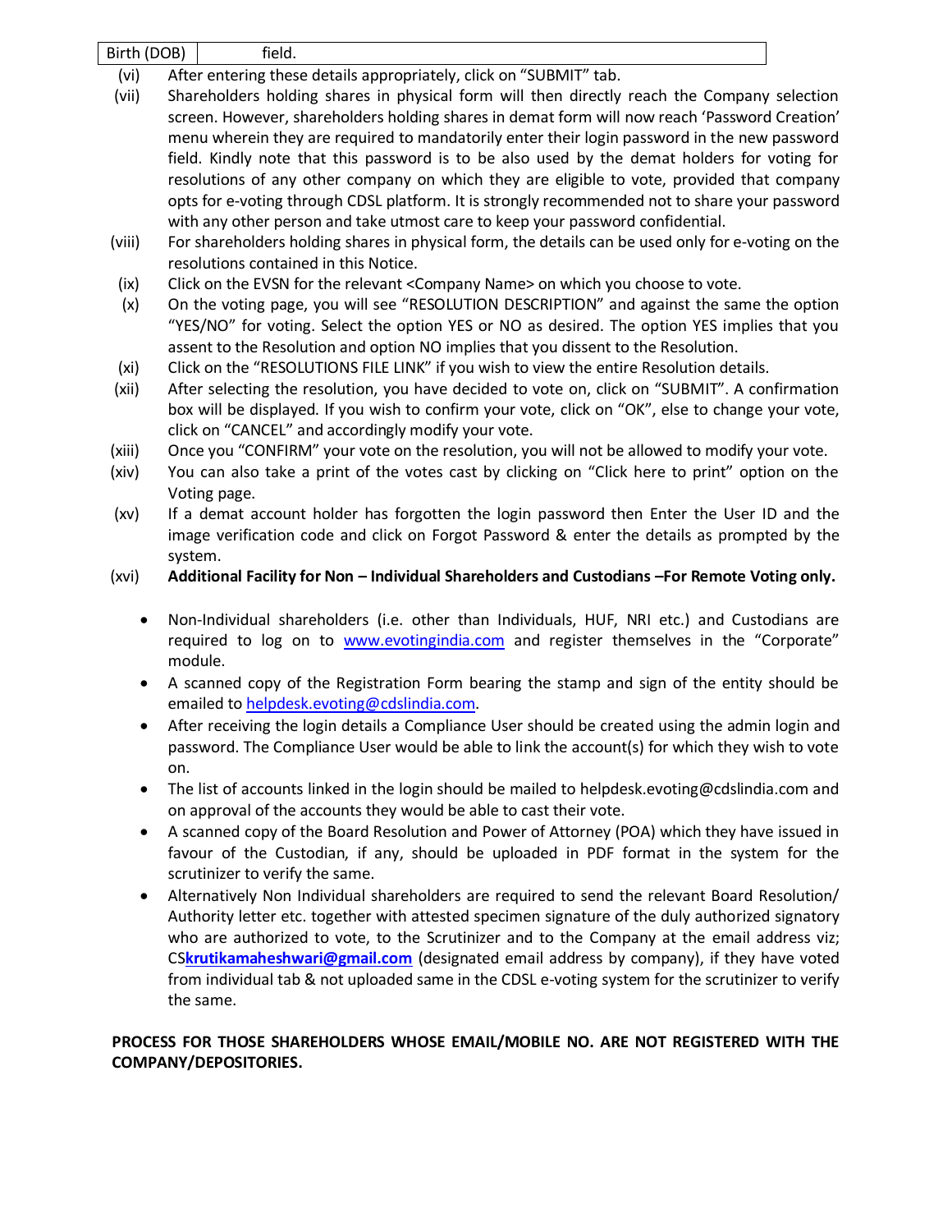| Birth (DOB) | field. |
|---|---|

(vi) After entering these details appropriately, click on "SUBMIT" tab.

(vii) Shareholders holding shares in physical form will then directly reach the Company selection screen. However, shareholders holding shares in demat form will now reach 'Password Creation' menu wherein they are required to mandatorily enter their login password in the new password field. Kindly note that this password is to be also used by the demat holders for voting for resolutions of any other company on which they are eligible to vote, provided that company opts for e-voting through CDSL platform. It is strongly recommended not to share your password with any other person and take utmost care to keep your password confidential.

(viii) For shareholders holding shares in physical form, the details can be used only for e-voting on the resolutions contained in this Notice.

(ix) Click on the EVSN for the relevant <Company Name> on which you choose to vote.

(x) On the voting page, you will see "RESOLUTION DESCRIPTION" and against the same the option "YES/NO" for voting. Select the option YES or NO as desired. The option YES implies that you assent to the Resolution and option NO implies that you dissent to the Resolution.

(xi) Click on the "RESOLUTIONS FILE LINK" if you wish to view the entire Resolution details.

(xii) After selecting the resolution, you have decided to vote on, click on "SUBMIT". A confirmation box will be displayed. If you wish to confirm your vote, click on "OK", else to change your vote, click on "CANCEL" and accordingly modify your vote.

(xiii) Once you "CONFIRM" your vote on the resolution, you will not be allowed to modify your vote.

(xiv) You can also take a print of the votes cast by clicking on "Click here to print" option on the Voting page.

(xv) If a demat account holder has forgotten the login password then Enter the User ID and the image verification code and click on Forgot Password & enter the details as prompted by the system.

(xvi) **Additional Facility for Non – Individual Shareholders and Custodians –For Remote Voting only.**

- Non-Individual shareholders (i.e. other than Individuals, HUF, NRI etc.) and Custodians are required to log on to www.evotingindia.com and register themselves in the "Corporate" module.
- A scanned copy of the Registration Form bearing the stamp and sign of the entity should be emailed to helpdesk.evoting@cdslindia.com.
- After receiving the login details a Compliance User should be created using the admin login and password. The Compliance User would be able to link the account(s) for which they wish to vote on.
- The list of accounts linked in the login should be mailed to helpdesk.evoting@cdslindia.com and on approval of the accounts they would be able to cast their vote.
- A scanned copy of the Board Resolution and Power of Attorney (POA) which they have issued in favour of the Custodian, if any, should be uploaded in PDF format in the system for the scrutinizer to verify the same.
- Alternatively Non Individual shareholders are required to send the relevant Board Resolution/ Authority letter etc. together with attested specimen signature of the duly authorized signatory who are authorized to vote, to the Scrutinizer and to the Company at the email address viz; CS**krutikamaheshwari@gmail.com** (designated email address by company), if they have voted from individual tab & not uploaded same in the CDSL e-voting system for the scrutinizer to verify the same.

**PROCESS FOR THOSE SHAREHOLDERS WHOSE EMAIL/MOBILE NO. ARE NOT REGISTERED WITH THE COMPANY/DEPOSITORIES.**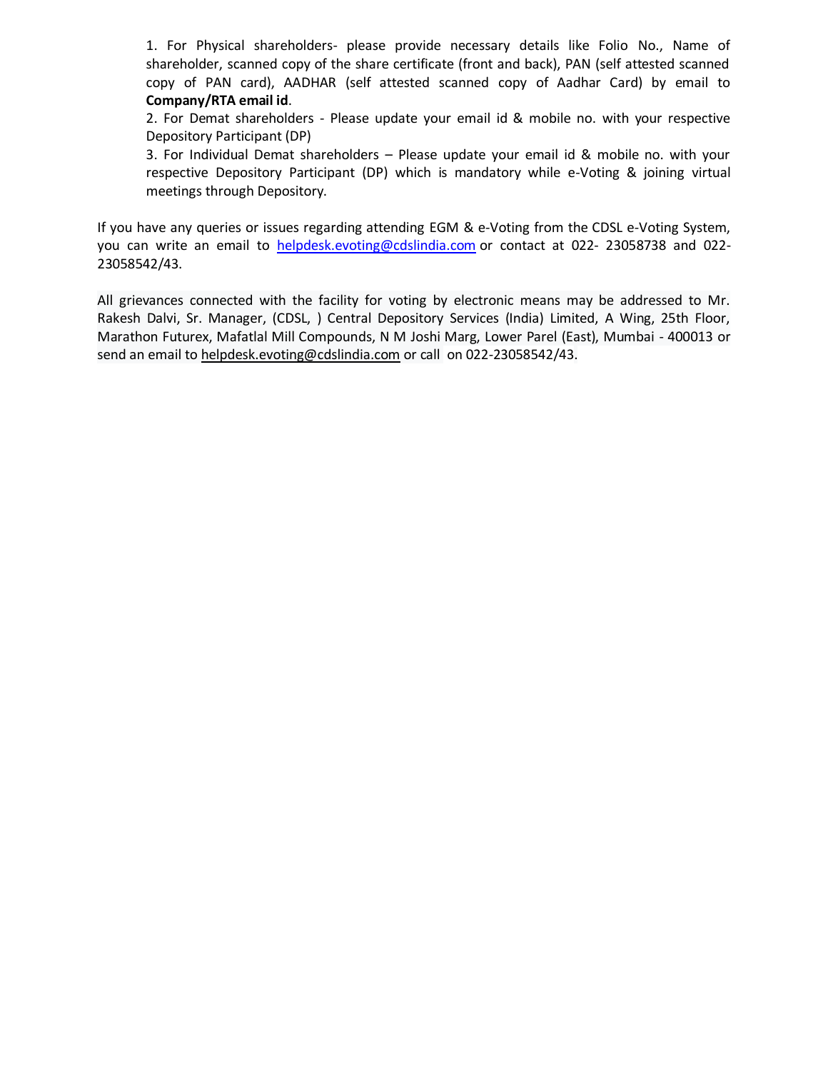1. For Physical shareholders- please provide necessary details like Folio No., Name of shareholder, scanned copy of the share certificate (front and back), PAN (self attested scanned copy of PAN card), AADHAR (self attested scanned copy of Aadhar Card) by email to **Company/RTA email id**.
2. For Demat shareholders - Please update your email id & mobile no. with your respective Depository Participant (DP)
3. For Individual Demat shareholders – Please update your email id & mobile no. with your respective Depository Participant (DP) which is mandatory while e-Voting & joining virtual meetings through Depository.

If you have any queries or issues regarding attending EGM & e-Voting from the CDSL e-Voting System, you can write an email to helpdesk.evoting@cdslindia.com or contact at 022- 23058738 and 022-23058542/43.

All grievances connected with the facility for voting by electronic means may be addressed to Mr. Rakesh Dalvi, Sr. Manager, (CDSL, ) Central Depository Services (India) Limited, A Wing, 25th Floor, Marathon Futurex, Mafatlal Mill Compounds, N M Joshi Marg, Lower Parel (East), Mumbai - 400013 or send an email to helpdesk.evoting@cdslindia.com or call on 022-23058542/43.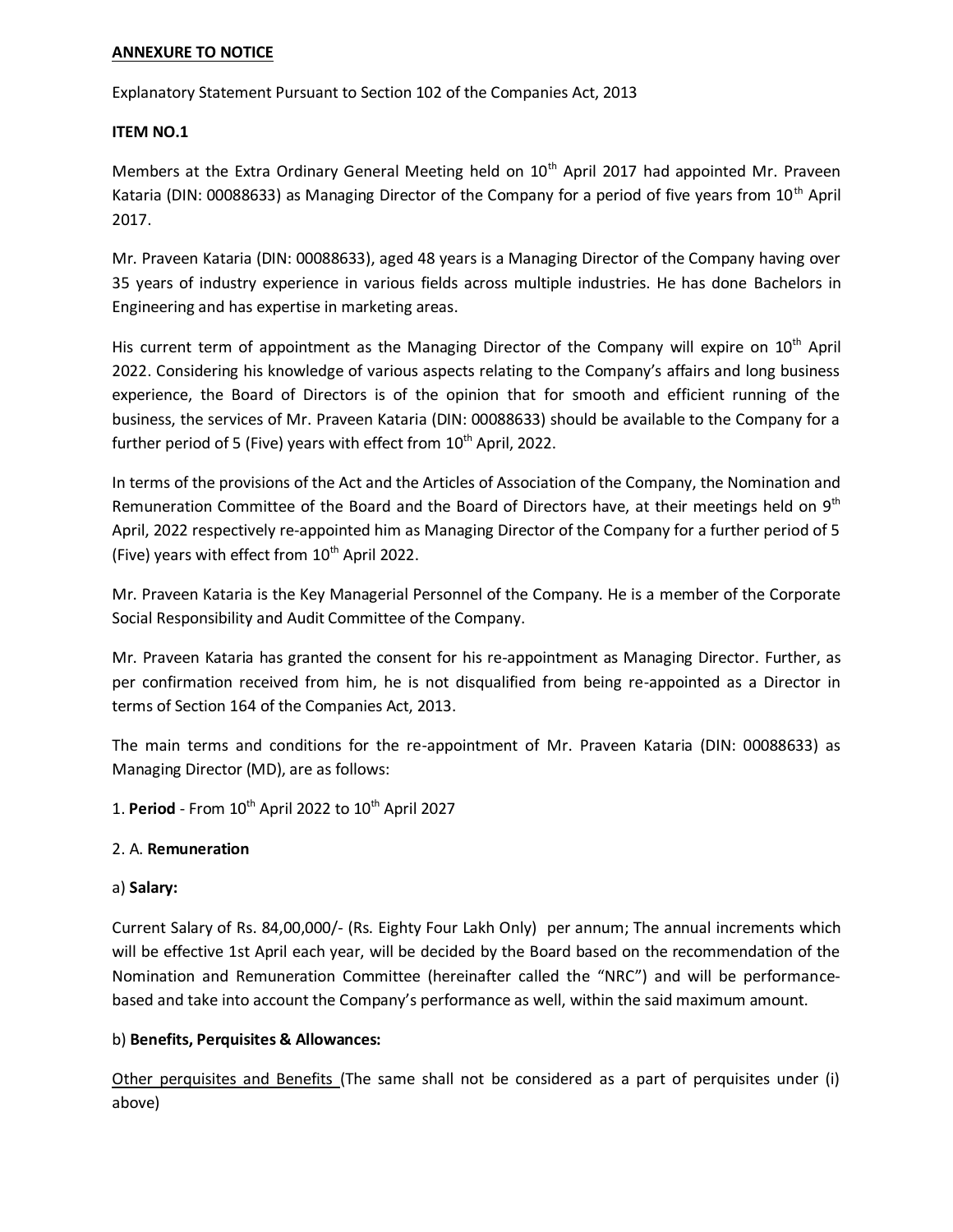**ANNEXURE TO NOTICE**

Explanatory Statement Pursuant to Section 102 of the Companies Act, 2013

**ITEM NO.1**

Members at the Extra Ordinary General Meeting held on 10th April 2017 had appointed Mr. Praveen Kataria (DIN: 00088633) as Managing Director of the Company for a period of five years from 10th April 2017.

Mr. Praveen Kataria (DIN: 00088633), aged 48 years is a Managing Director of the Company having over 35 years of industry experience in various fields across multiple industries. He has done Bachelors in Engineering and has expertise in marketing areas.

His current term of appointment as the Managing Director of the Company will expire on 10th April 2022. Considering his knowledge of various aspects relating to the Company's affairs and long business experience, the Board of Directors is of the opinion that for smooth and efficient running of the business, the services of Mr. Praveen Kataria (DIN: 00088633) should be available to the Company for a further period of 5 (Five) years with effect from 10th April, 2022.

In terms of the provisions of the Act and the Articles of Association of the Company, the Nomination and Remuneration Committee of the Board and the Board of Directors have, at their meetings held on 9th April, 2022 respectively re-appointed him as Managing Director of the Company for a further period of 5 (Five) years with effect from 10th April 2022.

Mr. Praveen Kataria is the Key Managerial Personnel of the Company. He is a member of the Corporate Social Responsibility and Audit Committee of the Company.

Mr. Praveen Kataria has granted the consent for his re-appointment as Managing Director. Further, as per confirmation received from him, he is not disqualified from being re-appointed as a Director in terms of Section 164 of the Companies Act, 2013.

The main terms and conditions for the re-appointment of Mr. Praveen Kataria (DIN: 00088633) as Managing Director (MD), are as follows:

1. **Period** - From 10th April 2022 to 10th April 2027

2. A. **Remuneration**

a) **Salary:**

Current Salary of Rs. 84,00,000/- (Rs. Eighty Four Lakh Only) per annum; The annual increments which will be effective 1st April each year, will be decided by the Board based on the recommendation of the Nomination and Remuneration Committee (hereinafter called the "NRC") and will be performance-based and take into account the Company's performance as well, within the said maximum amount.

b) **Benefits, Perquisites & Allowances:**

Other perquisites and Benefits (The same shall not be considered as a part of perquisites under (i) above)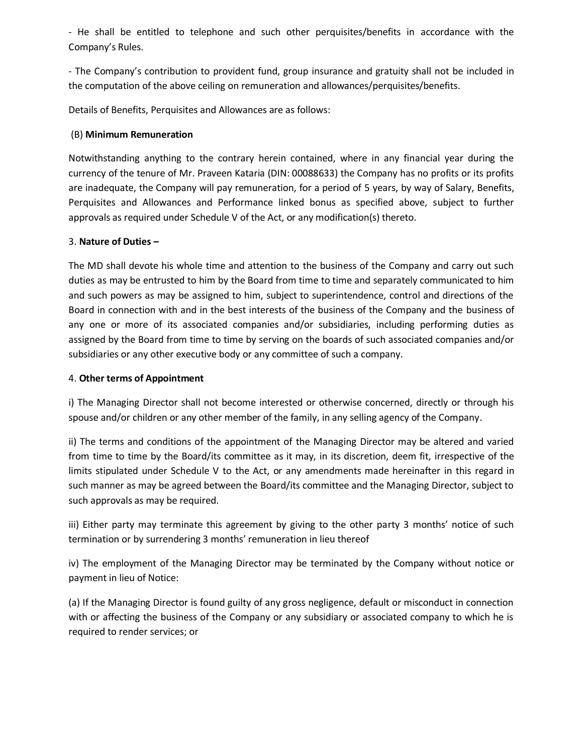- He shall be entitled to telephone and such other perquisites/benefits in accordance with the Company's Rules.

- The Company's contribution to provident fund, group insurance and gratuity shall not be included in the computation of the above ceiling on remuneration and allowances/perquisites/benefits.

Details of Benefits, Perquisites and Allowances are as follows:

(B) **Minimum Remuneration**

Notwithstanding anything to the contrary herein contained, where in any financial year during the currency of the tenure of Mr. Praveen Kataria (DIN: 00088633) the Company has no profits or its profits are inadequate, the Company will pay remuneration, for a period of 5 years, by way of Salary, Benefits, Perquisites and Allowances and Performance linked bonus as specified above, subject to further approvals as required under Schedule V of the Act, or any modification(s) thereto.

3. **Nature of Duties –**

The MD shall devote his whole time and attention to the business of the Company and carry out such duties as may be entrusted to him by the Board from time to time and separately communicated to him and such powers as may be assigned to him, subject to superintendence, control and directions of the Board in connection with and in the best interests of the business of the Company and the business of any one or more of its associated companies and/or subsidiaries, including performing duties as assigned by the Board from time to time by serving on the boards of such associated companies and/or subsidiaries or any other executive body or any committee of such a company.

4. **Other terms of Appointment**

i) The Managing Director shall not become interested or otherwise concerned, directly or through his spouse and/or children or any other member of the family, in any selling agency of the Company.

ii) The terms and conditions of the appointment of the Managing Director may be altered and varied from time to time by the Board/its committee as it may, in its discretion, deem fit, irrespective of the limits stipulated under Schedule V to the Act, or any amendments made hereinafter in this regard in such manner as may be agreed between the Board/its committee and the Managing Director, subject to such approvals as may be required.

iii) Either party may terminate this agreement by giving to the other party 3 months' notice of such termination or by surrendering 3 months' remuneration in lieu thereof

iv) The employment of the Managing Director may be terminated by the Company without notice or payment in lieu of Notice:

(a) If the Managing Director is found guilty of any gross negligence, default or misconduct in connection with or affecting the business of the Company or any subsidiary or associated company to which he is required to render services; or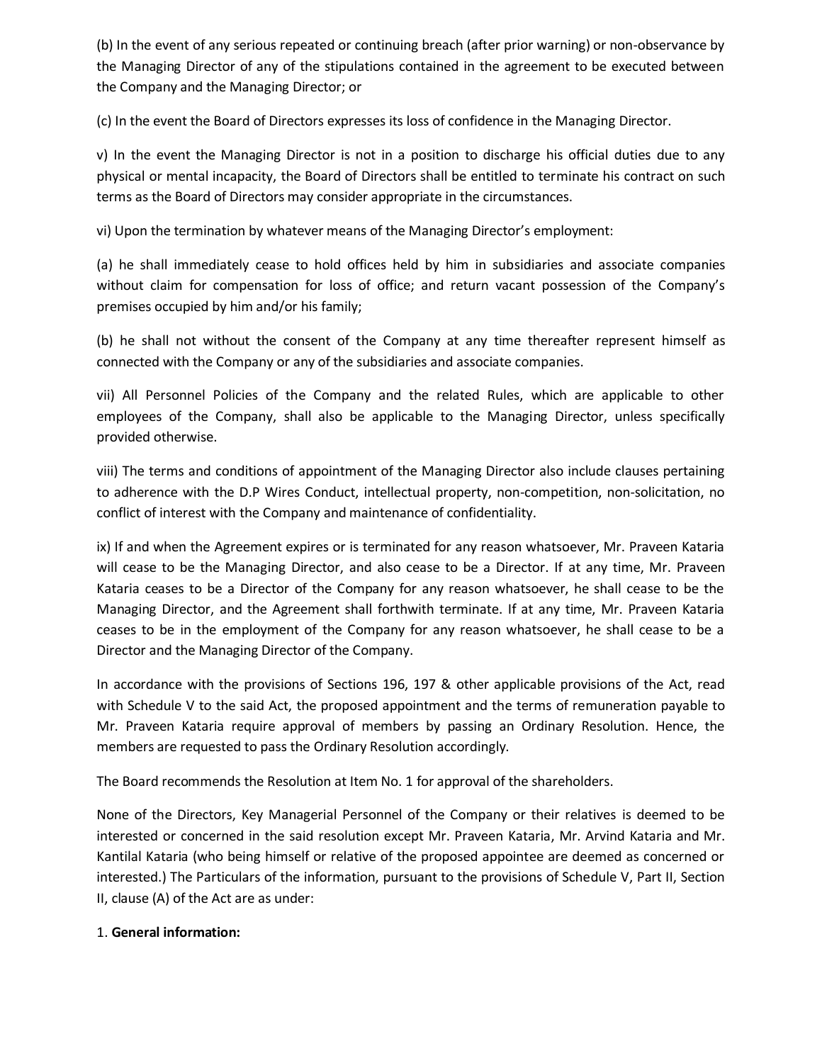(b) In the event of any serious repeated or continuing breach (after prior warning) or non-observance by the Managing Director of any of the stipulations contained in the agreement to be executed between the Company and the Managing Director; or

(c) In the event the Board of Directors expresses its loss of confidence in the Managing Director.

v) In the event the Managing Director is not in a position to discharge his official duties due to any physical or mental incapacity, the Board of Directors shall be entitled to terminate his contract on such terms as the Board of Directors may consider appropriate in the circumstances.

vi) Upon the termination by whatever means of the Managing Director's employment:

(a) he shall immediately cease to hold offices held by him in subsidiaries and associate companies without claim for compensation for loss of office; and return vacant possession of the Company's premises occupied by him and/or his family;

(b) he shall not without the consent of the Company at any time thereafter represent himself as connected with the Company or any of the subsidiaries and associate companies.

vii) All Personnel Policies of the Company and the related Rules, which are applicable to other employees of the Company, shall also be applicable to the Managing Director, unless specifically provided otherwise.

viii) The terms and conditions of appointment of the Managing Director also include clauses pertaining to adherence with the D.P Wires Conduct, intellectual property, non-competition, non-solicitation, no conflict of interest with the Company and maintenance of confidentiality.

ix) If and when the Agreement expires or is terminated for any reason whatsoever, Mr. Praveen Kataria will cease to be the Managing Director, and also cease to be a Director. If at any time, Mr. Praveen Kataria ceases to be a Director of the Company for any reason whatsoever, he shall cease to be the Managing Director, and the Agreement shall forthwith terminate. If at any time, Mr. Praveen Kataria ceases to be in the employment of the Company for any reason whatsoever, he shall cease to be a Director and the Managing Director of the Company.

In accordance with the provisions of Sections 196, 197 & other applicable provisions of the Act, read with Schedule V to the said Act, the proposed appointment and the terms of remuneration payable to Mr. Praveen Kataria require approval of members by passing an Ordinary Resolution. Hence, the members are requested to pass the Ordinary Resolution accordingly.

The Board recommends the Resolution at Item No. 1 for approval of the shareholders.

None of the Directors, Key Managerial Personnel of the Company or their relatives is deemed to be interested or concerned in the said resolution except Mr. Praveen Kataria, Mr. Arvind Kataria and Mr. Kantilal Kataria (who being himself or relative of the proposed appointee are deemed as concerned or interested.) The Particulars of the information, pursuant to the provisions of Schedule V, Part II, Section II, clause (A) of the Act are as under:

1. **General information:**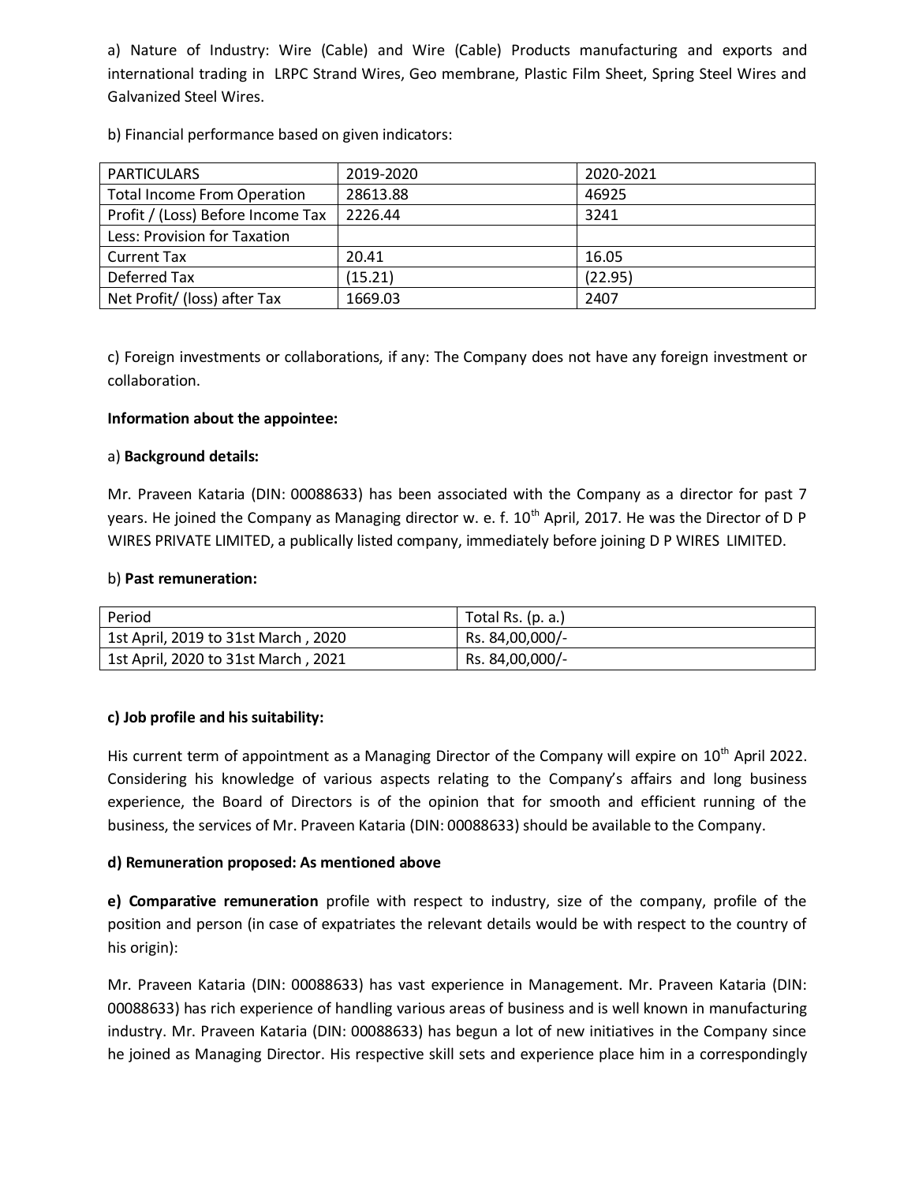a) Nature of Industry: Wire (Cable) and Wire (Cable) Products manufacturing and exports and international trading in LRPC Strand Wires, Geo membrane, Plastic Film Sheet, Spring Steel Wires and Galvanized Steel Wires.

b) Financial performance based on given indicators:

| PARTICULARS | 2019-2020 | 2020-2021 |
|---|---|---|
| Total Income From Operation | 28613.88 | 46925 |
| Profit / (Loss) Before Income Tax | 2226.44 | 3241 |
| Less: Provision for Taxation | | |
| Current Tax | 20.41 | 16.05 |
| Deferred Tax | (15.21) | (22.95) |
| Net Profit/ (loss) after Tax | 1669.03 | 2407 |

c) Foreign investments or collaborations, if any: The Company does not have any foreign investment or collaboration.

**Information about the appointee:**

a) **Background details:**

Mr. Praveen Kataria (DIN: 00088633) has been associated with the Company as a director for past 7 years. He joined the Company as Managing director w. e. f. 10th April, 2017. He was the Director of D P WIRES PRIVATE LIMITED, a publically listed company, immediately before joining D P WIRES LIMITED.

b) **Past remuneration:**

| Period | Total Rs. (p. a.) |
|---|---|
| 1st April, 2019 to 31st March , 2020 | Rs. 84,00,000/- |
| 1st April, 2020 to 31st March , 2021 | Rs. 84,00,000/- |

**c) Job profile and his suitability:**

His current term of appointment as a Managing Director of the Company will expire on 10th April 2022. Considering his knowledge of various aspects relating to the Company's affairs and long business experience, the Board of Directors is of the opinion that for smooth and efficient running of the business, the services of Mr. Praveen Kataria (DIN: 00088633) should be available to the Company.

**d) Remuneration proposed: As mentioned above**

**e) Comparative remuneration** profile with respect to industry, size of the company, profile of the position and person (in case of expatriates the relevant details would be with respect to the country of his origin):

Mr. Praveen Kataria (DIN: 00088633) has vast experience in Management. Mr. Praveen Kataria (DIN: 00088633) has rich experience of handling various areas of business and is well known in manufacturing industry. Mr. Praveen Kataria (DIN: 00088633) has begun a lot of new initiatives in the Company since he joined as Managing Director. His respective skill sets and experience place him in a correspondingly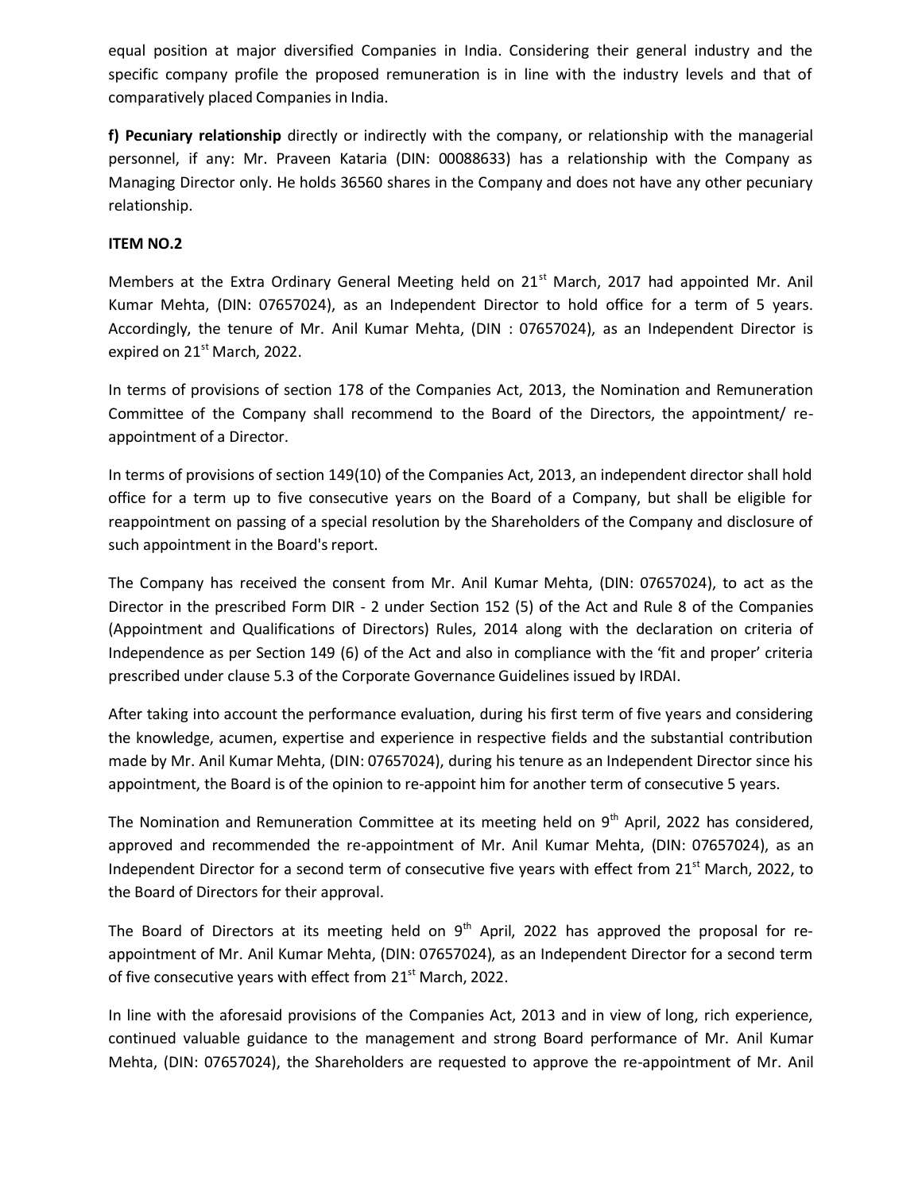equal position at major diversified Companies in India. Considering their general industry and the specific company profile the proposed remuneration is in line with the industry levels and that of comparatively placed Companies in India.

**f) Pecuniary relationship** directly or indirectly with the company, or relationship with the managerial personnel, if any: Mr. Praveen Kataria (DIN: 00088633) has a relationship with the Company as Managing Director only. He holds 36560 shares in the Company and does not have any other pecuniary relationship.

**ITEM NO.2**

Members at the Extra Ordinary General Meeting held on 21st March, 2017 had appointed Mr. Anil Kumar Mehta, (DIN: 07657024), as an Independent Director to hold office for a term of 5 years. Accordingly, the tenure of Mr. Anil Kumar Mehta, (DIN : 07657024), as an Independent Director is expired on 21st March, 2022.

In terms of provisions of section 178 of the Companies Act, 2013, the Nomination and Remuneration Committee of the Company shall recommend to the Board of the Directors, the appointment/ re-appointment of a Director.

In terms of provisions of section 149(10) of the Companies Act, 2013, an independent director shall hold office for a term up to five consecutive years on the Board of a Company, but shall be eligible for reappointment on passing of a special resolution by the Shareholders of the Company and disclosure of such appointment in the Board's report.

The Company has received the consent from Mr. Anil Kumar Mehta, (DIN: 07657024), to act as the Director in the prescribed Form DIR - 2 under Section 152 (5) of the Act and Rule 8 of the Companies (Appointment and Qualifications of Directors) Rules, 2014 along with the declaration on criteria of Independence as per Section 149 (6) of the Act and also in compliance with the 'fit and proper' criteria prescribed under clause 5.3 of the Corporate Governance Guidelines issued by IRDAI.

After taking into account the performance evaluation, during his first term of five years and considering the knowledge, acumen, expertise and experience in respective fields and the substantial contribution made by Mr. Anil Kumar Mehta, (DIN: 07657024), during his tenure as an Independent Director since his appointment, the Board is of the opinion to re-appoint him for another term of consecutive 5 years.

The Nomination and Remuneration Committee at its meeting held on 9th April, 2022 has considered, approved and recommended the re-appointment of Mr. Anil Kumar Mehta, (DIN: 07657024), as an Independent Director for a second term of consecutive five years with effect from 21st March, 2022, to the Board of Directors for their approval.

The Board of Directors at its meeting held on 9th April, 2022 has approved the proposal for re-appointment of Mr. Anil Kumar Mehta, (DIN: 07657024), as an Independent Director for a second term of five consecutive years with effect from 21st March, 2022.

In line with the aforesaid provisions of the Companies Act, 2013 and in view of long, rich experience, continued valuable guidance to the management and strong Board performance of Mr. Anil Kumar Mehta, (DIN: 07657024), the Shareholders are requested to approve the re-appointment of Mr. Anil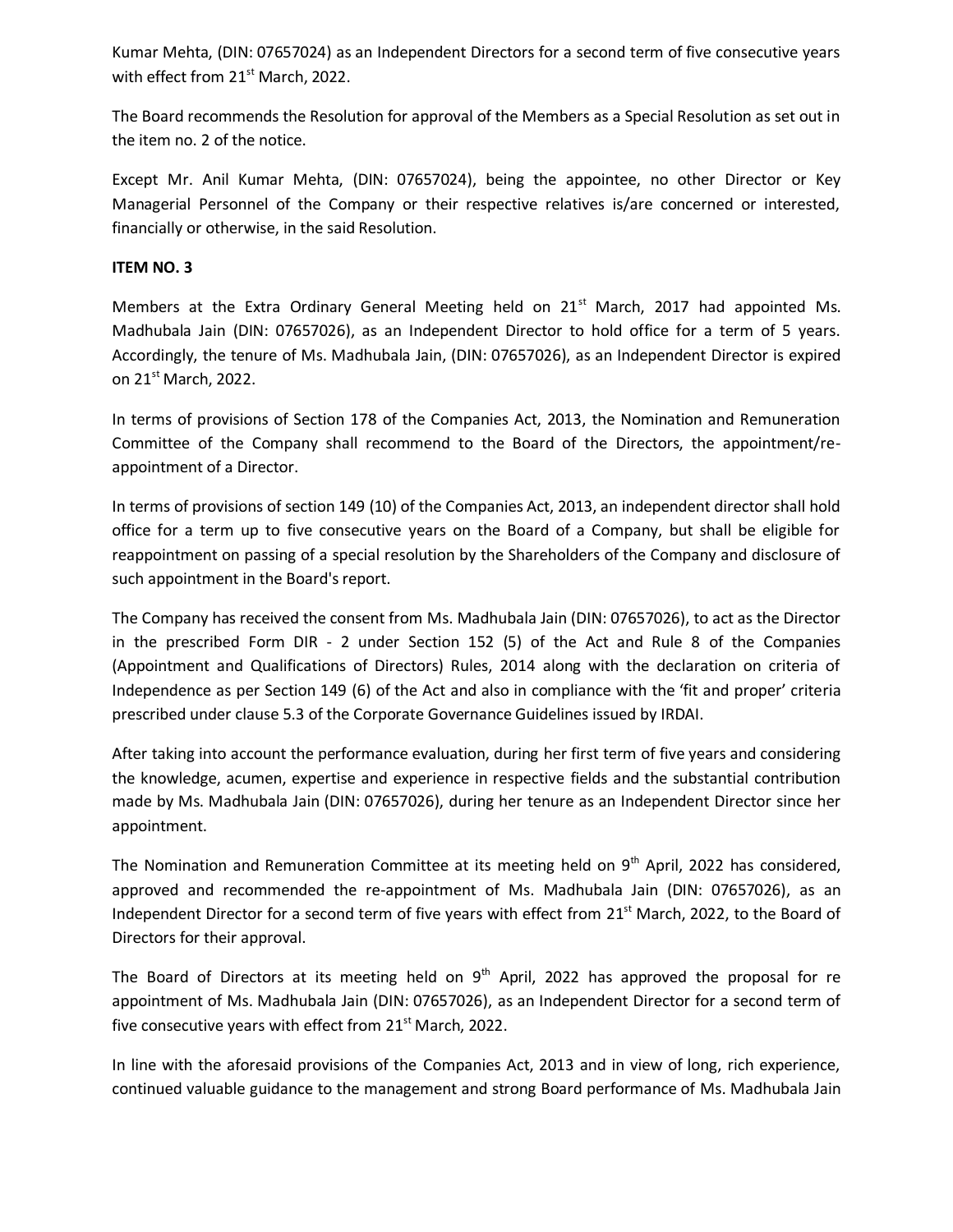Kumar Mehta, (DIN: 07657024) as an Independent Directors for a second term of five consecutive years with effect from 21st March, 2022.

The Board recommends the Resolution for approval of the Members as a Special Resolution as set out in the item no. 2 of the notice.

Except Mr. Anil Kumar Mehta, (DIN: 07657024), being the appointee, no other Director or Key Managerial Personnel of the Company or their respective relatives is/are concerned or interested, financially or otherwise, in the said Resolution.

**ITEM NO. 3**

Members at the Extra Ordinary General Meeting held on 21st March, 2017 had appointed Ms. Madhubala Jain (DIN: 07657026), as an Independent Director to hold office for a term of 5 years. Accordingly, the tenure of Ms. Madhubala Jain, (DIN: 07657026), as an Independent Director is expired on 21st March, 2022.

In terms of provisions of Section 178 of the Companies Act, 2013, the Nomination and Remuneration Committee of the Company shall recommend to the Board of the Directors, the appointment/re-appointment of a Director.

In terms of provisions of section 149 (10) of the Companies Act, 2013, an independent director shall hold office for a term up to five consecutive years on the Board of a Company, but shall be eligible for reappointment on passing of a special resolution by the Shareholders of the Company and disclosure of such appointment in the Board's report.

The Company has received the consent from Ms. Madhubala Jain (DIN: 07657026), to act as the Director in the prescribed Form DIR - 2 under Section 152 (5) of the Act and Rule 8 of the Companies (Appointment and Qualifications of Directors) Rules, 2014 along with the declaration on criteria of Independence as per Section 149 (6) of the Act and also in compliance with the 'fit and proper' criteria prescribed under clause 5.3 of the Corporate Governance Guidelines issued by IRDAI.

After taking into account the performance evaluation, during her first term of five years and considering the knowledge, acumen, expertise and experience in respective fields and the substantial contribution made by Ms. Madhubala Jain (DIN: 07657026), during her tenure as an Independent Director since her appointment.

The Nomination and Remuneration Committee at its meeting held on 9th April, 2022 has considered, approved and recommended the re-appointment of Ms. Madhubala Jain (DIN: 07657026), as an Independent Director for a second term of five years with effect from 21st March, 2022, to the Board of Directors for their approval.

The Board of Directors at its meeting held on 9th April, 2022 has approved the proposal for re appointment of Ms. Madhubala Jain (DIN: 07657026), as an Independent Director for a second term of five consecutive years with effect from 21st March, 2022.

In line with the aforesaid provisions of the Companies Act, 2013 and in view of long, rich experience, continued valuable guidance to the management and strong Board performance of Ms. Madhubala Jain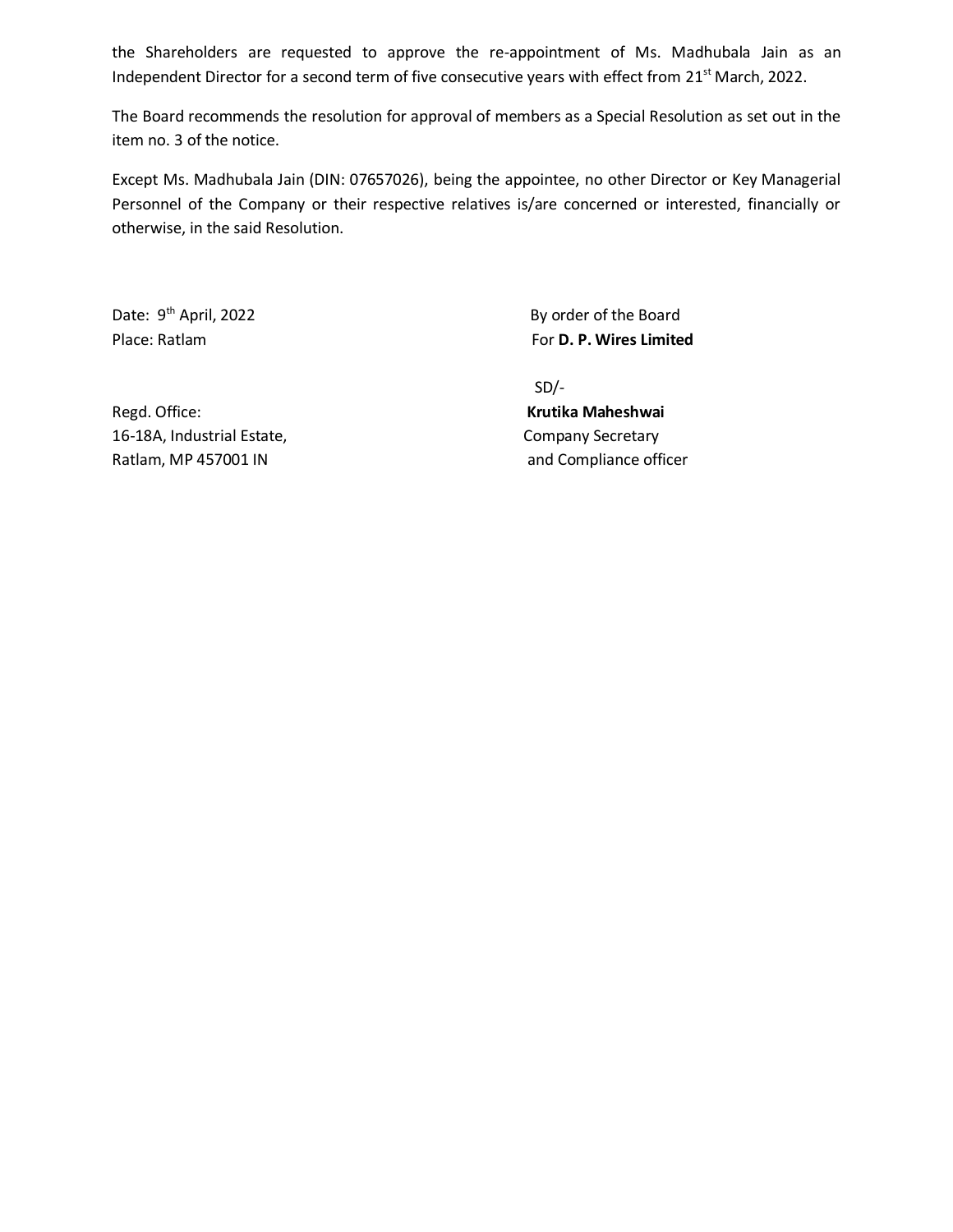the Shareholders are requested to approve the re-appointment of Ms. Madhubala Jain as an Independent Director for a second term of five consecutive years with effect from 21st March, 2022.

The Board recommends the resolution for approval of members as a Special Resolution as set out in the item no. 3 of the notice.

Except Ms. Madhubala Jain (DIN: 07657026), being the appointee, no other Director or Key Managerial Personnel of the Company or their respective relatives is/are concerned or interested, financially or otherwise, in the said Resolution.

Date: 9th April, 2022
Place: Ratlam

By order of the Board
For **D. P. Wires Limited**

SD/-
**Krutika Maheshwai**
Company Secretary
and Compliance officer

Regd. Office:
16-18A, Industrial Estate,
Ratlam, MP 457001 IN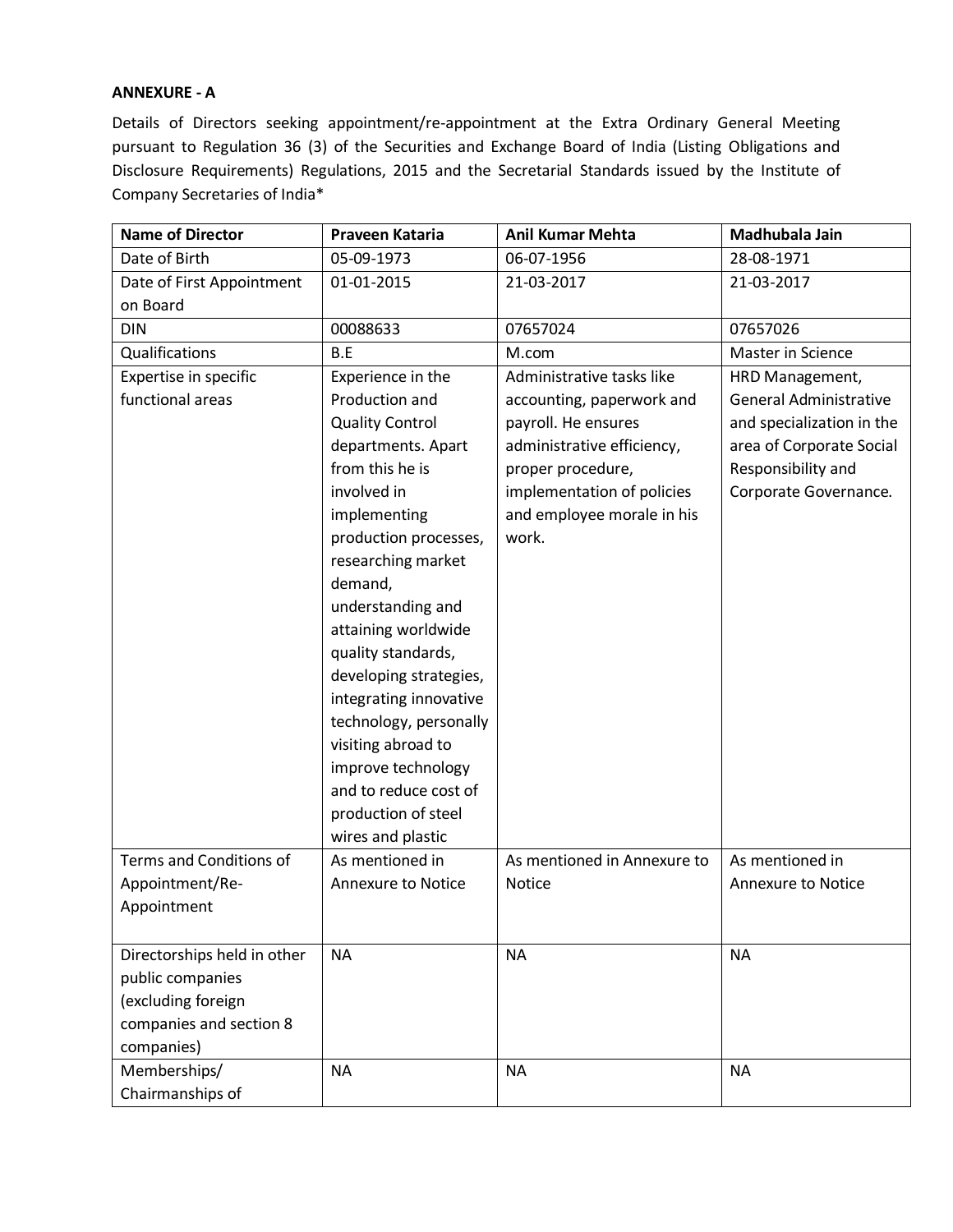**ANNEXURE - A**

Details of Directors seeking appointment/re-appointment at the Extra Ordinary General Meeting pursuant to Regulation 36 (3) of the Securities and Exchange Board of India (Listing Obligations and Disclosure Requirements) Regulations, 2015 and the Secretarial Standards issued by the Institute of Company Secretaries of India*

| **Name of Director** | **Praveen Kataria** | **Anil Kumar Mehta** | **Madhubala Jain** |
|---|---|---|---|
| Date of Birth | 05-09-1973 | 06-07-1956 | 28-08-1971 |
| Date of First Appointment on Board | 01-01-2015 | 21-03-2017 | 21-03-2017 |
| DIN | 00088633 | 07657024 | 07657026 |
| Qualifications | B.E | M.com | Master in Science |
| Expertise in specific functional areas | Experience in the Production and Quality Control departments. Apart from this he is involved in implementing production processes, researching market demand, understanding and attaining worldwide quality standards, developing strategies, integrating innovative technology, personally visiting abroad to improve technology and to reduce cost of production of steel wires and plastic | Administrative tasks like accounting, paperwork and payroll. He ensures administrative efficiency, proper procedure, implementation of policies and employee morale in his work. | HRD Management, General Administrative and specialization in the area of Corporate Social Responsibility and Corporate Governance. |
| Terms and Conditions of Appointment/Re-Appointment | As mentioned in Annexure to Notice | As mentioned in Annexure to Notice | As mentioned in Annexure to Notice |
| Directorships held in other public companies (excluding foreign companies and section 8 companies) | NA | NA | NA |
| Memberships/ Chairmanships of | NA | NA | NA |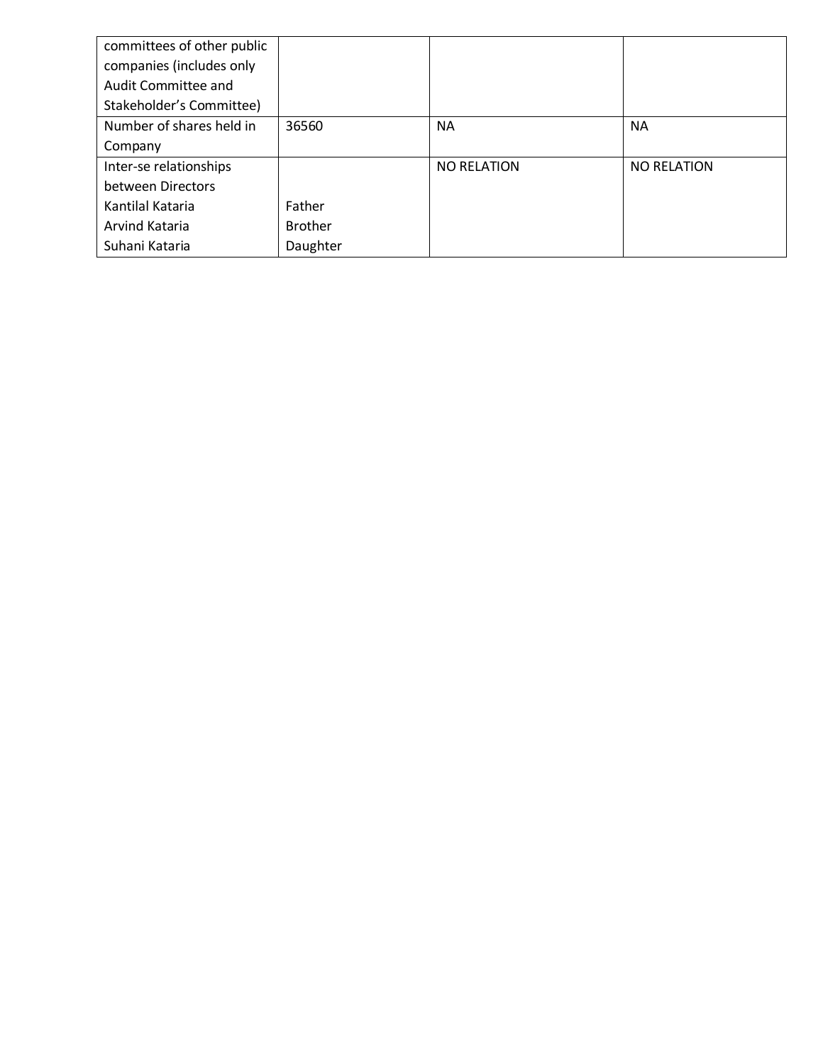| | | | |
|---|---|---|---|
| committees of other public companies (includes only Audit Committee and Stakeholder's Committee) | | | |
| Number of shares held in Company | 36560 | NA | NA |
| Inter-se relationships between Directors<br>Kantilal Kataria<br>Arvind Kataria<br>Suhani Kataria | <br><br>Father<br>Brother<br>Daughter | NO RELATION | NO RELATION |